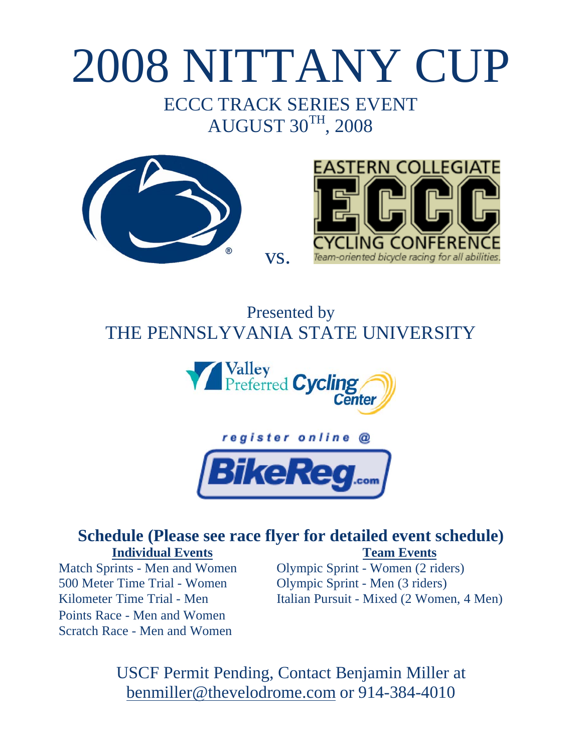# 2008 NITTANY CUP

## ECCC TRACK SERIES EVENT
## AUGUST 30TH, 2008

EASTERN COLLEGIATE ECCC CYCLING CONFERENCE

*Team-oriented bicycle racing for all abilities.*

vs.

Presented by
THE PENNSLYVANIA STATE UNIVERSITY

Valley Preferred Cycling Center

register online @

BikeReg.com

### Schedule (Please see race flyer for detailed event schedule)

**Individual Events**

Match Sprints - Men and Women
500 Meter Time Trial - Women
Kilometer Time Trial - Men
Points Race - Men and Women
Scratch Race - Men and Women

**Team Events**

Olympic Sprint - Women (2 riders)
Olympic Sprint - Men (3 riders)
Italian Pursuit - Mixed (2 Women, 4 Men)

USCF Permit Pending, Contact Benjamin Miller at benmiller@thevelodrome.com or 914-384-4010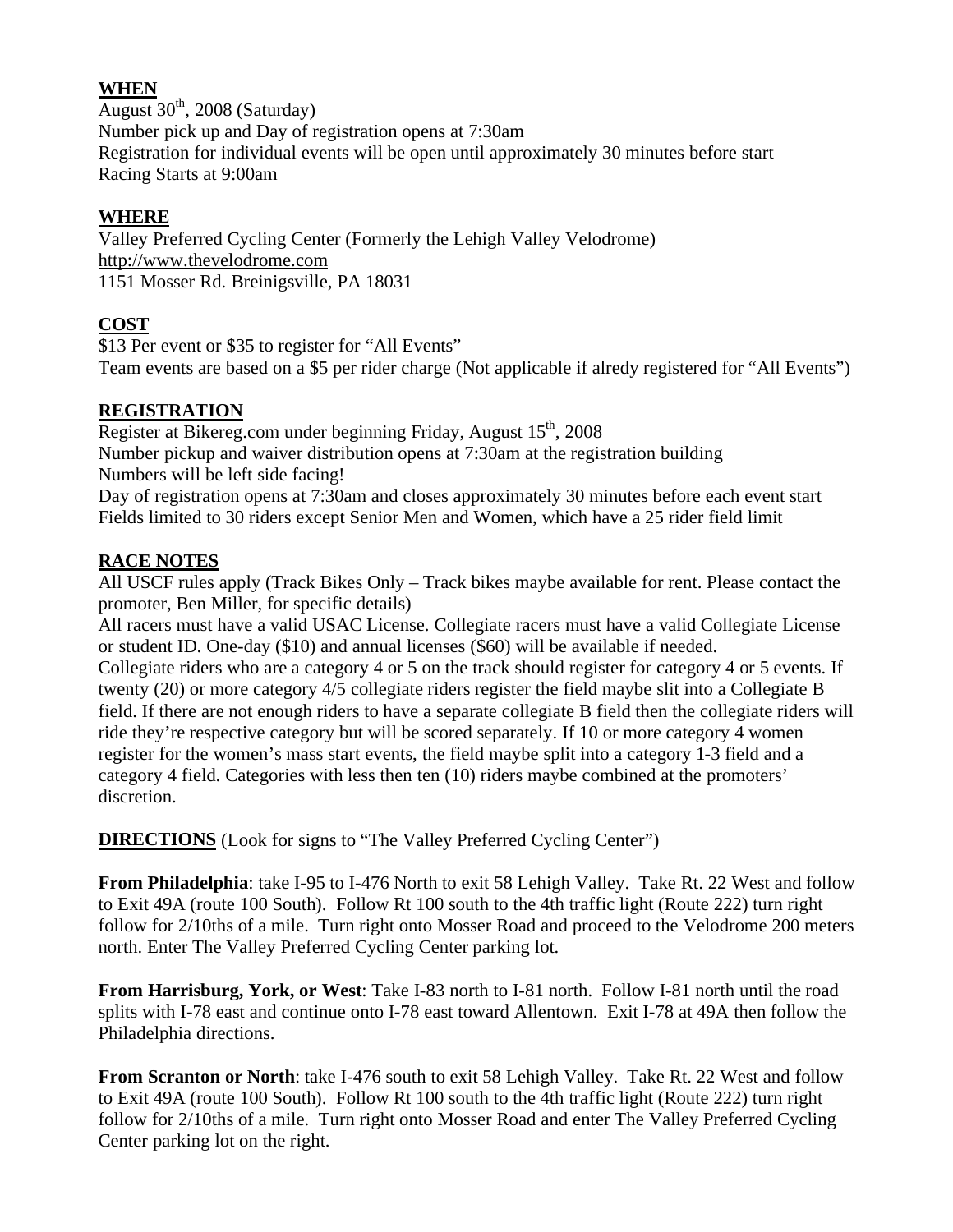## WHEN

August 30th, 2008 (Saturday)
Number pick up and Day of registration opens at 7:30am
Registration for individual events will be open until approximately 30 minutes before start
Racing Starts at 9:00am

## WHERE

Valley Preferred Cycling Center (Formerly the Lehigh Valley Velodrome)
http://www.thevelodrome.com
1151 Mosser Rd. Breinigsville, PA 18031

## COST

$13 Per event or $35 to register for "All Events"
Team events are based on a $5 per rider charge (Not applicable if alredy registered for "All Events")

## REGISTRATION

Register at Bikereg.com under beginning Friday, August 15th, 2008
Number pickup and waiver distribution opens at 7:30am at the registration building
Numbers will be left side facing!
Day of registration opens at 7:30am and closes approximately 30 minutes before each event start
Fields limited to 30 riders except Senior Men and Women, which have a 25 rider field limit

## RACE NOTES

All USCF rules apply (Track Bikes Only – Track bikes maybe available for rent. Please contact the promoter, Ben Miller, for specific details)
All racers must have a valid USAC License. Collegiate racers must have a valid Collegiate License or student ID. One-day ($10) and annual licenses ($60) will be available if needed.
Collegiate riders who are a category 4 or 5 on the track should register for category 4 or 5 events. If twenty (20) or more category 4/5 collegiate riders register the field maybe slit into a Collegiate B field. If there are not enough riders to have a separate collegiate B field then the collegiate riders will ride they're respective category but will be scored separately. If 10 or more category 4 women register for the women's mass start events, the field maybe split into a category 1-3 field and a category 4 field. Categories with less then ten (10) riders maybe combined at the promoters' discretion.

**DIRECTIONS** (Look for signs to "The Valley Preferred Cycling Center")

**From Philadelphia**: take I-95 to I-476 North to exit 58 Lehigh Valley. Take Rt. 22 West and follow to Exit 49A (route 100 South). Follow Rt 100 south to the 4th traffic light (Route 222) turn right follow for 2/10ths of a mile. Turn right onto Mosser Road and proceed to the Velodrome 200 meters north. Enter The Valley Preferred Cycling Center parking lot.

**From Harrisburg, York, or West**: Take I-83 north to I-81 north. Follow I-81 north until the road splits with I-78 east and continue onto I-78 east toward Allentown. Exit I-78 at 49A then follow the Philadelphia directions.

**From Scranton or North**: take I-476 south to exit 58 Lehigh Valley. Take Rt. 22 West and follow to Exit 49A (route 100 South). Follow Rt 100 south to the 4th traffic light (Route 222) turn right follow for 2/10ths of a mile. Turn right onto Mosser Road and enter The Valley Preferred Cycling Center parking lot on the right.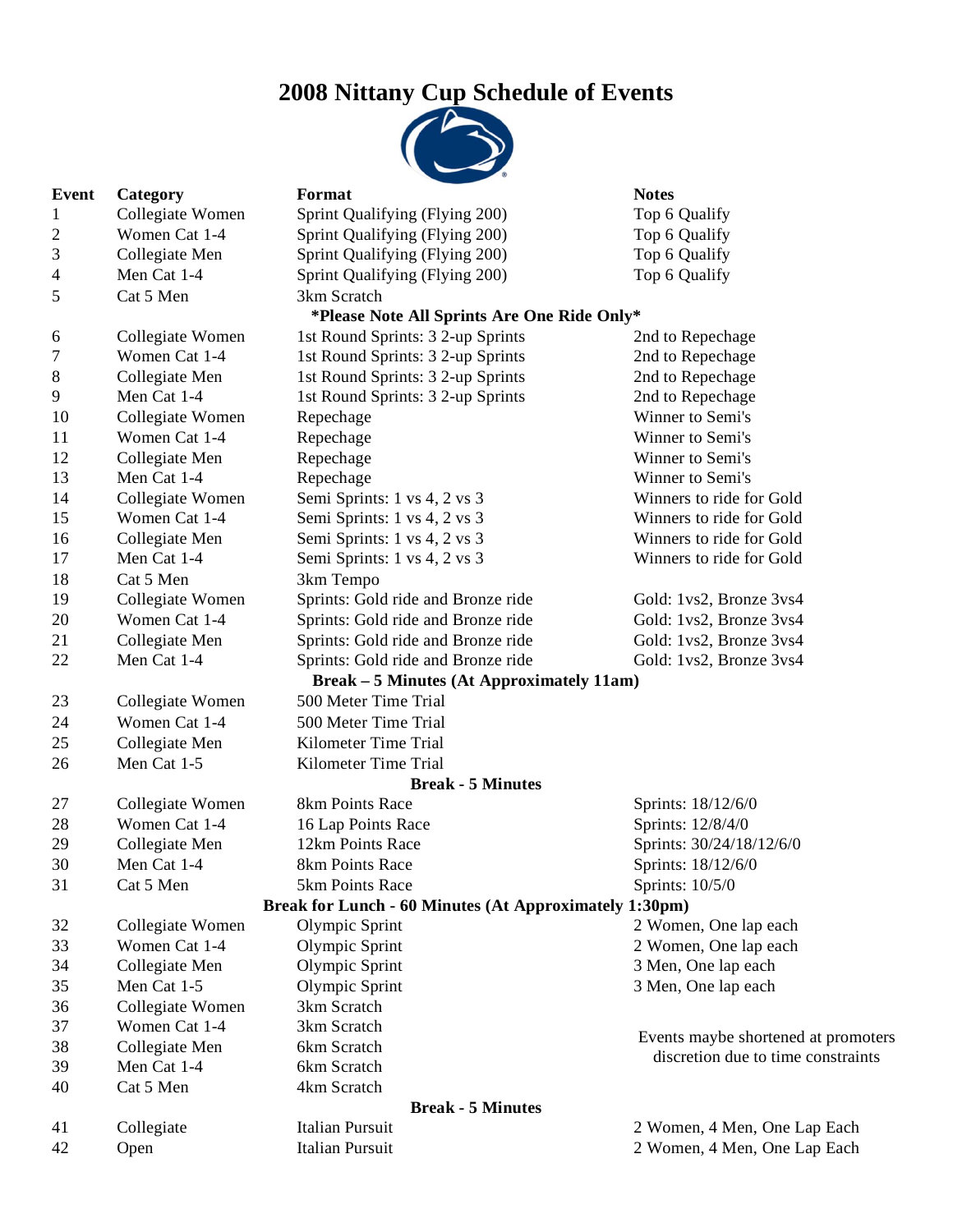# 2008 Nittany Cup Schedule of Events

| Event | Category | Format | Notes |
|---|---|---|---|
| 1 | Collegiate Women | Sprint Qualifying (Flying 200) | Top 6 Qualify |
| 2 | Women Cat 1-4 | Sprint Qualifying (Flying 200) | Top 6 Qualify |
| 3 | Collegiate Men | Sprint Qualifying (Flying 200) | Top 6 Qualify |
| 4 | Men Cat 1-4 | Sprint Qualifying (Flying 200) | Top 6 Qualify |
| 5 | Cat 5 Men | 3km Scratch | |
| | | **\*Please Note All Sprints Are One Ride Only\*** | |
| 6 | Collegiate Women | 1st Round Sprints: 3 2-up Sprints | 2nd to Repechage |
| 7 | Women Cat 1-4 | 1st Round Sprints: 3 2-up Sprints | 2nd to Repechage |
| 8 | Collegiate Men | 1st Round Sprints: 3 2-up Sprints | 2nd to Repechage |
| 9 | Men Cat 1-4 | 1st Round Sprints: 3 2-up Sprints | 2nd to Repechage |
| 10 | Collegiate Women | Repechage | Winner to Semi's |
| 11 | Women Cat 1-4 | Repechage | Winner to Semi's |
| 12 | Collegiate Men | Repechage | Winner to Semi's |
| 13 | Men Cat 1-4 | Repechage | Winner to Semi's |
| 14 | Collegiate Women | Semi Sprints: 1 vs 4, 2 vs 3 | Winners to ride for Gold |
| 15 | Women Cat 1-4 | Semi Sprints: 1 vs 4, 2 vs 3 | Winners to ride for Gold |
| 16 | Collegiate Men | Semi Sprints: 1 vs 4, 2 vs 3 | Winners to ride for Gold |
| 17 | Men Cat 1-4 | Semi Sprints: 1 vs 4, 2 vs 3 | Winners to ride for Gold |
| 18 | Cat 5 Men | 3km Tempo | |
| 19 | Collegiate Women | Sprints: Gold ride and Bronze ride | Gold: 1vs2, Bronze 3vs4 |
| 20 | Women Cat 1-4 | Sprints: Gold ride and Bronze ride | Gold: 1vs2, Bronze 3vs4 |
| 21 | Collegiate Men | Sprints: Gold ride and Bronze ride | Gold: 1vs2, Bronze 3vs4 |
| 22 | Men Cat 1-4 | Sprints: Gold ride and Bronze ride | Gold: 1vs2, Bronze 3vs4 |
| | | **Break – 5 Minutes (At Approximately 11am)** | |
| 23 | Collegiate Women | 500 Meter Time Trial | |
| 24 | Women Cat 1-4 | 500 Meter Time Trial | |
| 25 | Collegiate Men | Kilometer Time Trial | |
| 26 | Men Cat 1-5 | Kilometer Time Trial | |
| | | **Break - 5 Minutes** | |
| 27 | Collegiate Women | 8km Points Race | Sprints: 18/12/6/0 |
| 28 | Women Cat 1-4 | 16 Lap Points Race | Sprints: 12/8/4/0 |
| 29 | Collegiate Men | 12km Points Race | Sprints: 30/24/18/12/6/0 |
| 30 | Men Cat 1-4 | 8km Points Race | Sprints: 18/12/6/0 |
| 31 | Cat 5 Men | 5km Points Race | Sprints: 10/5/0 |
| | | **Break for Lunch - 60 Minutes (At Approximately 1:30pm)** | |
| 32 | Collegiate Women | Olympic Sprint | 2 Women, One lap each |
| 33 | Women Cat 1-4 | Olympic Sprint | 2 Women, One lap each |
| 34 | Collegiate Men | Olympic Sprint | 3 Men, One lap each |
| 35 | Men Cat 1-5 | Olympic Sprint | 3 Men, One lap each |
| 36 | Collegiate Women | 3km Scratch | |
| 37 | Women Cat 1-4 | 3km Scratch | Events maybe shortened at promoters discretion due to time constraints |
| 38 | Collegiate Men | 6km Scratch | |
| 39 | Men Cat 1-4 | 6km Scratch | |
| 40 | Cat 5 Men | 4km Scratch | |
| | | **Break - 5 Minutes** | |
| 41 | Collegiate | Italian Pursuit | 2 Women, 4 Men, One Lap Each |
| 42 | Open | Italian Pursuit | 2 Women, 4 Men, One Lap Each |